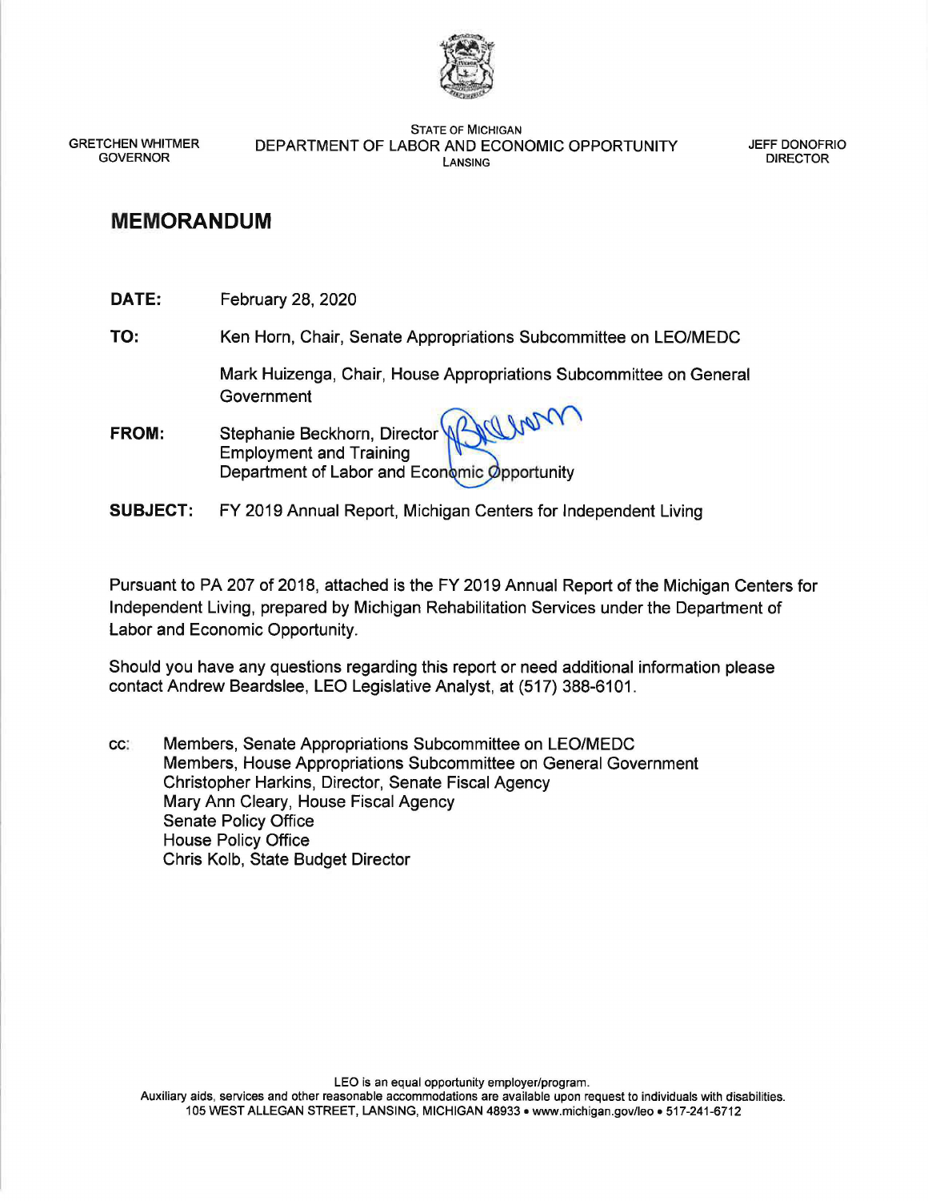GRETCHEN WHITMER
GOVERNOR

STATE OF MICHIGAN
DEPARTMENT OF LABOR AND ECONOMIC OPPORTUNITY
LANSING

JEFF DONOFRIO
DIRECTOR

# MEMORANDUM

**DATE:** February 28, 2020

**TO:** Ken Horn, Chair, Senate Appropriations Subcommittee on LEO/MEDC

Mark Huizenga, Chair, House Appropriations Subcommittee on General Government

**FROM:** Stephanie Beckhorn, Director
Employment and Training
Department of Labor and Economic Opportunity

**SUBJECT:** FY 2019 Annual Report, Michigan Centers for Independent Living

Pursuant to PA 207 of 2018, attached is the FY 2019 Annual Report of the Michigan Centers for Independent Living, prepared by Michigan Rehabilitation Services under the Department of Labor and Economic Opportunity.

Should you have any questions regarding this report or need additional information please contact Andrew Beardslee, LEO Legislative Analyst, at (517) 388-6101.

cc: Members, Senate Appropriations Subcommittee on LEO/MEDC
Members, House Appropriations Subcommittee on General Government
Christopher Harkins, Director, Senate Fiscal Agency
Mary Ann Cleary, House Fiscal Agency
Senate Policy Office
House Policy Office
Chris Kolb, State Budget Director

LEO is an equal opportunity employer/program.
Auxiliary aids, services and other reasonable accommodations are available upon request to individuals with disabilities.
105 WEST ALLEGAN STREET, LANSING, MICHIGAN 48933 • www.michigan.gov/leo • 517-241-6712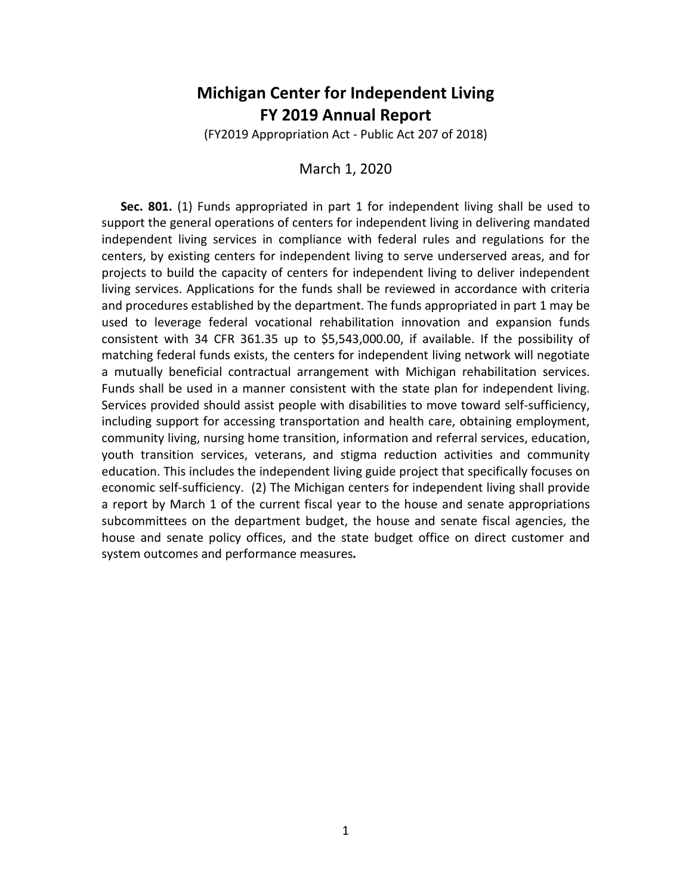# Michigan Center for Independent Living
# FY 2019 Annual Report

(FY2019 Appropriation Act - Public Act 207 of 2018)

March 1, 2020

**Sec. 801.** (1) Funds appropriated in part 1 for independent living shall be used to support the general operations of centers for independent living in delivering mandated independent living services in compliance with federal rules and regulations for the centers, by existing centers for independent living to serve underserved areas, and for projects to build the capacity of centers for independent living to deliver independent living services. Applications for the funds shall be reviewed in accordance with criteria and procedures established by the department. The funds appropriated in part 1 may be used to leverage federal vocational rehabilitation innovation and expansion funds consistent with 34 CFR 361.35 up to $5,543,000.00, if available. If the possibility of matching federal funds exists, the centers for independent living network will negotiate a mutually beneficial contractual arrangement with Michigan rehabilitation services. Funds shall be used in a manner consistent with the state plan for independent living. Services provided should assist people with disabilities to move toward self-sufficiency, including support for accessing transportation and health care, obtaining employment, community living, nursing home transition, information and referral services, education, youth transition services, veterans, and stigma reduction activities and community education. This includes the independent living guide project that specifically focuses on economic self-sufficiency. (2) The Michigan centers for independent living shall provide a report by March 1 of the current fiscal year to the house and senate appropriations subcommittees on the department budget, the house and senate fiscal agencies, the house and senate policy offices, and the state budget office on direct customer and system outcomes and performance measures*.*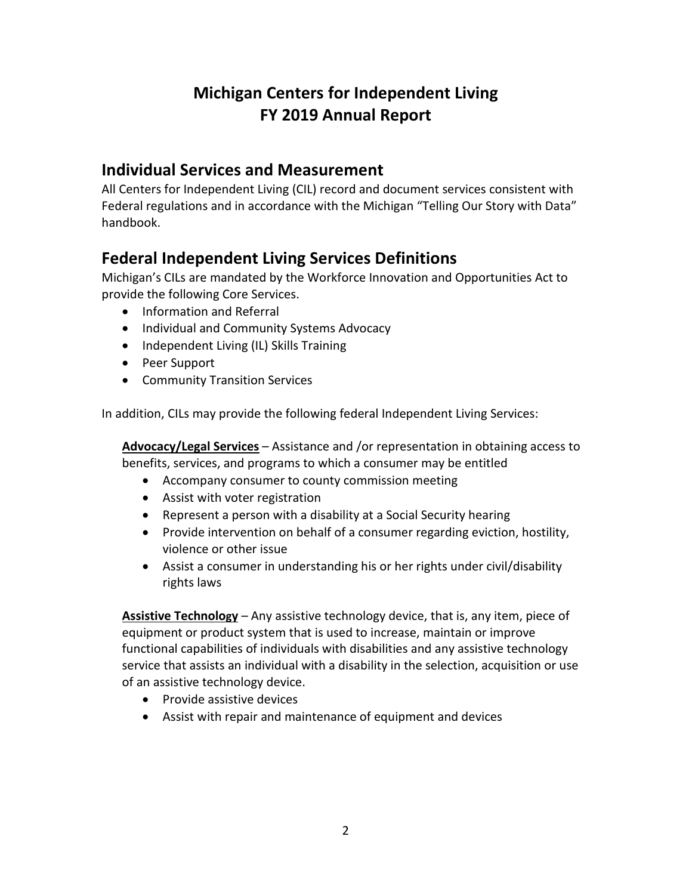# Michigan Centers for Independent Living
# FY 2019 Annual Report

## Individual Services and Measurement

All Centers for Independent Living (CIL) record and document services consistent with Federal regulations and in accordance with the Michigan "Telling Our Story with Data" handbook.

## Federal Independent Living Services Definitions

Michigan's CILs are mandated by the Workforce Innovation and Opportunities Act to provide the following Core Services.

- Information and Referral
- Individual and Community Systems Advocacy
- Independent Living (IL) Skills Training
- Peer Support
- Community Transition Services

In addition, CILs may provide the following federal Independent Living Services:

**Advocacy/Legal Services** – Assistance and /or representation in obtaining access to benefits, services, and programs to which a consumer may be entitled

- Accompany consumer to county commission meeting
- Assist with voter registration
- Represent a person with a disability at a Social Security hearing
- Provide intervention on behalf of a consumer regarding eviction, hostility, violence or other issue
- Assist a consumer in understanding his or her rights under civil/disability rights laws

**Assistive Technology** – Any assistive technology device, that is, any item, piece of equipment or product system that is used to increase, maintain or improve functional capabilities of individuals with disabilities and any assistive technology service that assists an individual with a disability in the selection, acquisition or use of an assistive technology device.

- Provide assistive devices
- Assist with repair and maintenance of equipment and devices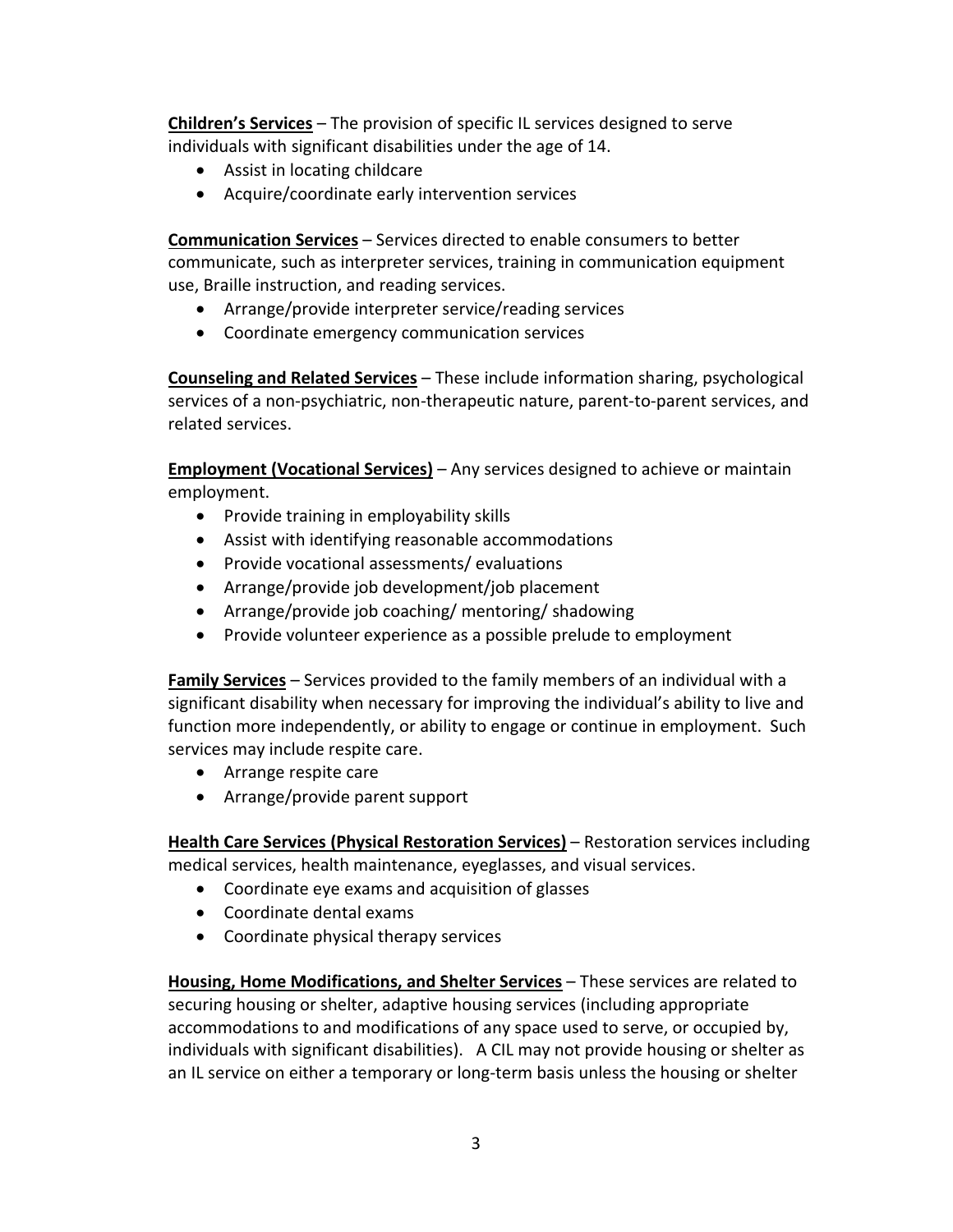**<u>Children's Services</u>** – The provision of specific IL services designed to serve individuals with significant disabilities under the age of 14.

- Assist in locating childcare
- Acquire/coordinate early intervention services

**<u>Communication Services</u>** – Services directed to enable consumers to better communicate, such as interpreter services, training in communication equipment use, Braille instruction, and reading services.

- Arrange/provide interpreter service/reading services
- Coordinate emergency communication services

**<u>Counseling and Related Services</u>** – These include information sharing, psychological services of a non-psychiatric, non-therapeutic nature, parent-to-parent services, and related services.

**<u>Employment (Vocational Services)</u>** – Any services designed to achieve or maintain employment.

- Provide training in employability skills
- Assist with identifying reasonable accommodations
- Provide vocational assessments/ evaluations
- Arrange/provide job development/job placement
- Arrange/provide job coaching/ mentoring/ shadowing
- Provide volunteer experience as a possible prelude to employment

**<u>Family Services</u>** – Services provided to the family members of an individual with a significant disability when necessary for improving the individual's ability to live and function more independently, or ability to engage or continue in employment. Such services may include respite care.

- Arrange respite care
- Arrange/provide parent support

**<u>Health Care Services (Physical Restoration Services)</u>** – Restoration services including medical services, health maintenance, eyeglasses, and visual services.

- Coordinate eye exams and acquisition of glasses
- Coordinate dental exams
- Coordinate physical therapy services

**<u>Housing, Home Modifications, and Shelter Services</u>** – These services are related to securing housing or shelter, adaptive housing services (including appropriate accommodations to and modifications of any space used to serve, or occupied by, individuals with significant disabilities). A CIL may not provide housing or shelter as an IL service on either a temporary or long-term basis unless the housing or shelter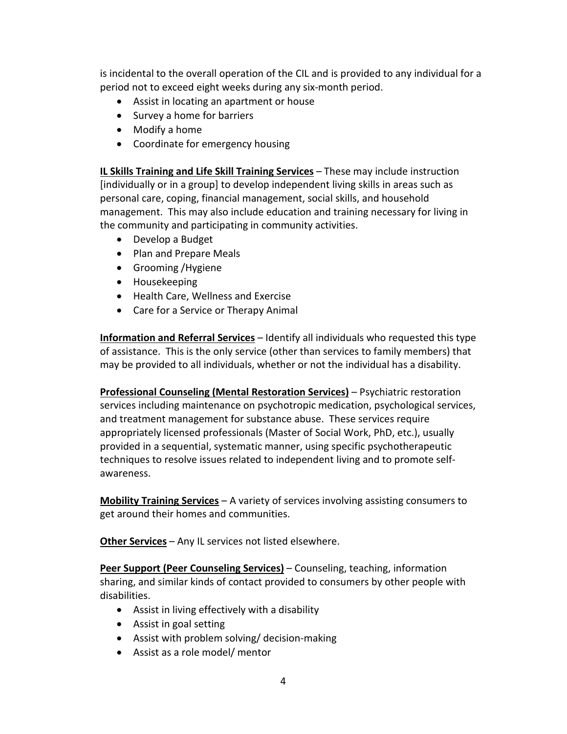is incidental to the overall operation of the CIL and is provided to any individual for a period not to exceed eight weeks during any six-month period.

- Assist in locating an apartment or house
- Survey a home for barriers
- Modify a home
- Coordinate for emergency housing

**IL Skills Training and Life Skill Training Services** – These may include instruction [individually or in a group] to develop independent living skills in areas such as personal care, coping, financial management, social skills, and household management. This may also include education and training necessary for living in the community and participating in community activities.

- Develop a Budget
- Plan and Prepare Meals
- Grooming /Hygiene
- Housekeeping
- Health Care, Wellness and Exercise
- Care for a Service or Therapy Animal

**Information and Referral Services** – Identify all individuals who requested this type of assistance. This is the only service (other than services to family members) that may be provided to all individuals, whether or not the individual has a disability.

**Professional Counseling (Mental Restoration Services)** – Psychiatric restoration services including maintenance on psychotropic medication, psychological services, and treatment management for substance abuse. These services require appropriately licensed professionals (Master of Social Work, PhD, etc.), usually provided in a sequential, systematic manner, using specific psychotherapeutic techniques to resolve issues related to independent living and to promote self-awareness.

**Mobility Training Services** – A variety of services involving assisting consumers to get around their homes and communities.

**Other Services** – Any IL services not listed elsewhere.

**Peer Support (Peer Counseling Services)** – Counseling, teaching, information sharing, and similar kinds of contact provided to consumers by other people with disabilities.

- Assist in living effectively with a disability
- Assist in goal setting
- Assist with problem solving/ decision-making
- Assist as a role model/ mentor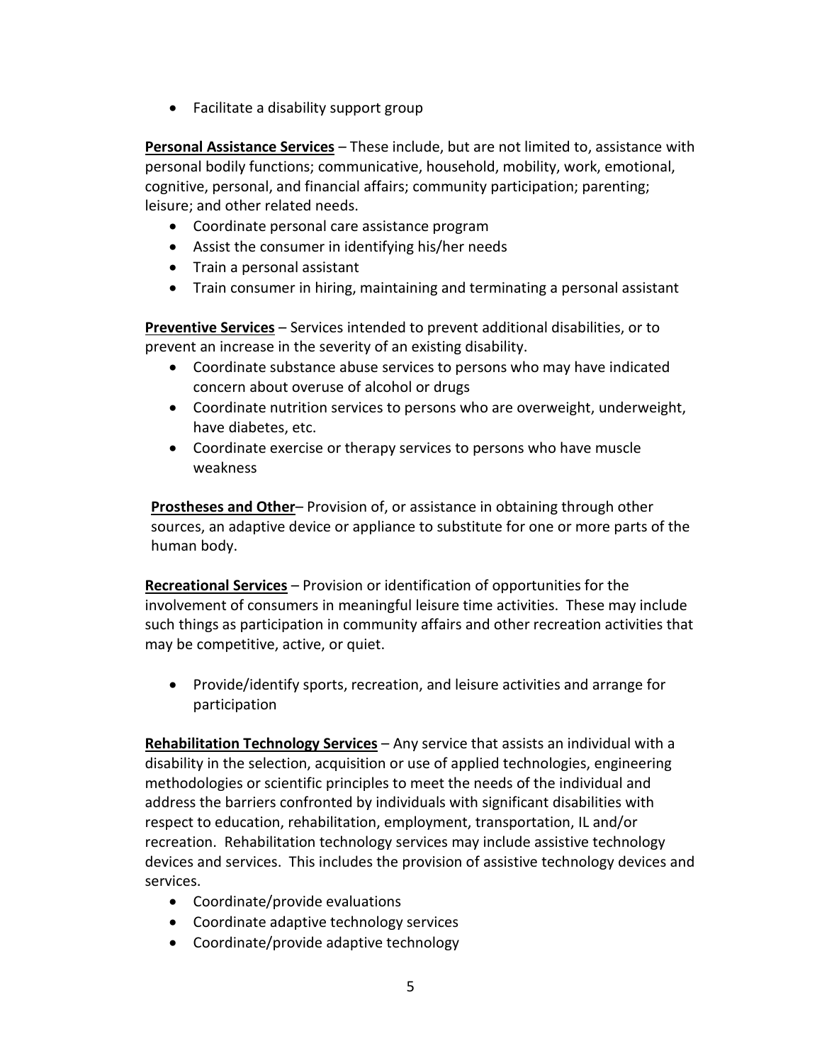- Facilitate a disability support group

**Personal Assistance Services** – These include, but are not limited to, assistance with personal bodily functions; communicative, household, mobility, work, emotional, cognitive, personal, and financial affairs; community participation; parenting; leisure; and other related needs.

- Coordinate personal care assistance program
- Assist the consumer in identifying his/her needs
- Train a personal assistant
- Train consumer in hiring, maintaining and terminating a personal assistant

**Preventive Services** – Services intended to prevent additional disabilities, or to prevent an increase in the severity of an existing disability.

- Coordinate substance abuse services to persons who may have indicated concern about overuse of alcohol or drugs
- Coordinate nutrition services to persons who are overweight, underweight, have diabetes, etc.
- Coordinate exercise or therapy services to persons who have muscle weakness

**Prostheses and Other**– Provision of, or assistance in obtaining through other sources, an adaptive device or appliance to substitute for one or more parts of the human body.

**Recreational Services** – Provision or identification of opportunities for the involvement of consumers in meaningful leisure time activities. These may include such things as participation in community affairs and other recreation activities that may be competitive, active, or quiet.

- Provide/identify sports, recreation, and leisure activities and arrange for participation

**Rehabilitation Technology Services** – Any service that assists an individual with a disability in the selection, acquisition or use of applied technologies, engineering methodologies or scientific principles to meet the needs of the individual and address the barriers confronted by individuals with significant disabilities with respect to education, rehabilitation, employment, transportation, IL and/or recreation. Rehabilitation technology services may include assistive technology devices and services. This includes the provision of assistive technology devices and services.

- Coordinate/provide evaluations
- Coordinate adaptive technology services
- Coordinate/provide adaptive technology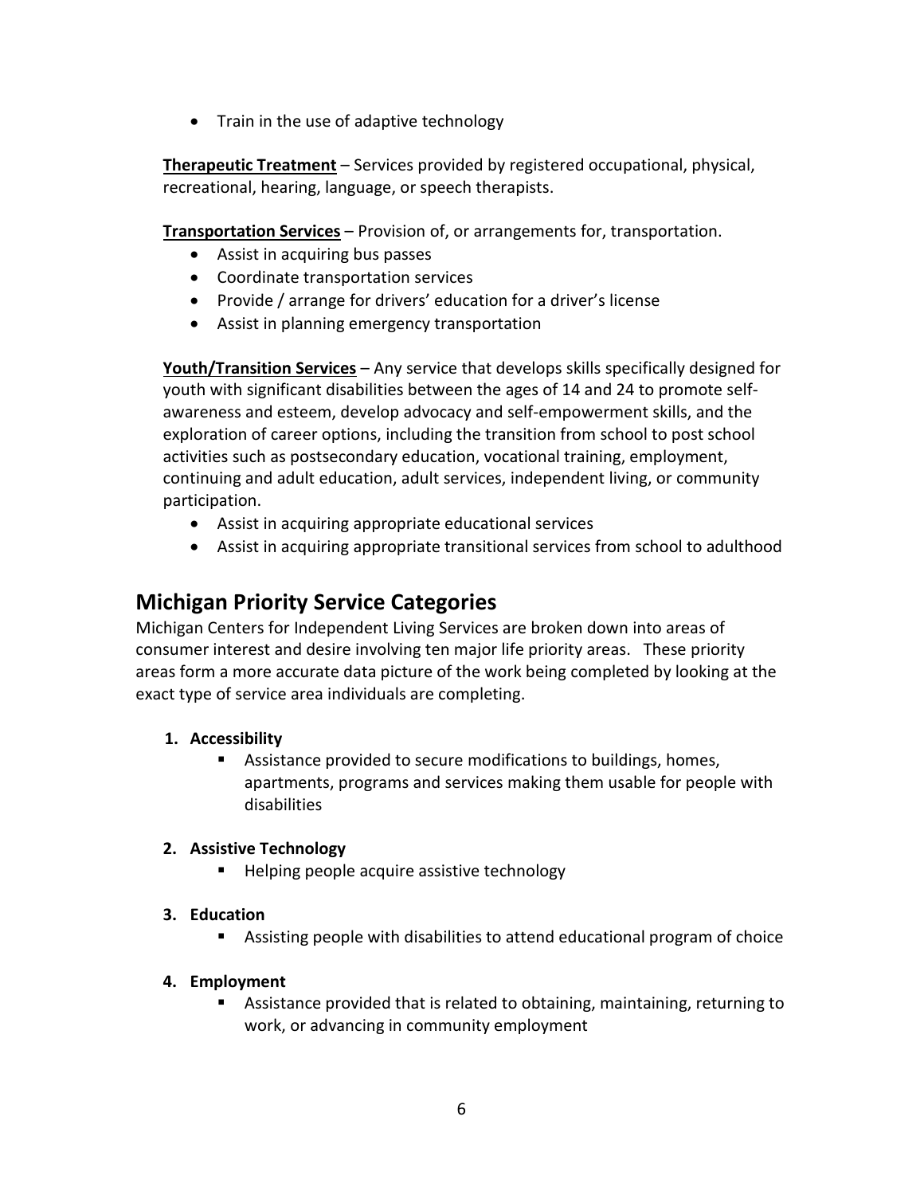- Train in the use of adaptive technology

**Therapeutic Treatment** – Services provided by registered occupational, physical, recreational, hearing, language, or speech therapists.

**Transportation Services** – Provision of, or arrangements for, transportation.

- Assist in acquiring bus passes
- Coordinate transportation services
- Provide / arrange for drivers' education for a driver's license
- Assist in planning emergency transportation

**Youth/Transition Services** – Any service that develops skills specifically designed for youth with significant disabilities between the ages of 14 and 24 to promote self-awareness and esteem, develop advocacy and self-empowerment skills, and the exploration of career options, including the transition from school to post school activities such as postsecondary education, vocational training, employment, continuing and adult education, adult services, independent living, or community participation.

- Assist in acquiring appropriate educational services
- Assist in acquiring appropriate transitional services from school to adulthood

## Michigan Priority Service Categories

Michigan Centers for Independent Living Services are broken down into areas of consumer interest and desire involving ten major life priority areas. These priority areas form a more accurate data picture of the work being completed by looking at the exact type of service area individuals are completing.

1. **Accessibility**
   - Assistance provided to secure modifications to buildings, homes, apartments, programs and services making them usable for people with disabilities

2. **Assistive Technology**
   - Helping people acquire assistive technology

3. **Education**
   - Assisting people with disabilities to attend educational program of choice

4. **Employment**
   - Assistance provided that is related to obtaining, maintaining, returning to work, or advancing in community employment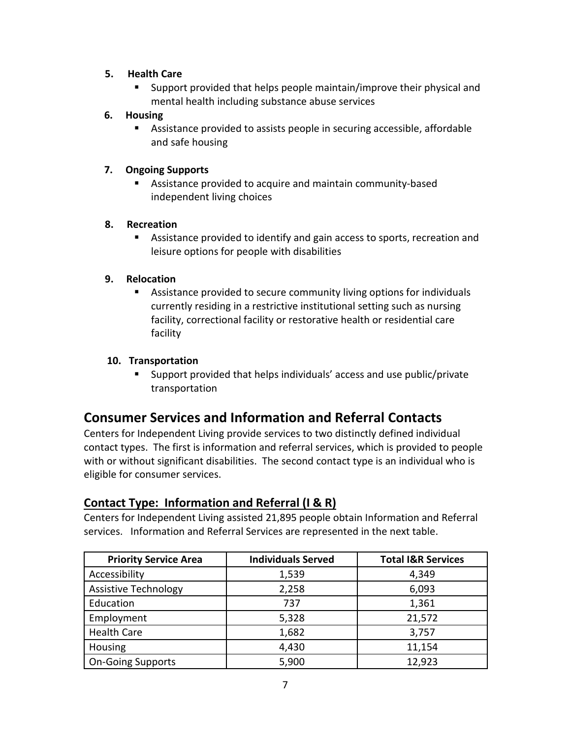5. **Health Care**
   - Support provided that helps people maintain/improve their physical and mental health including substance abuse services
6. **Housing**
   - Assistance provided to assists people in securing accessible, affordable and safe housing
7. **Ongoing Supports**
   - Assistance provided to acquire and maintain community-based independent living choices
8. **Recreation**
   - Assistance provided to identify and gain access to sports, recreation and leisure options for people with disabilities
9. **Relocation**
   - Assistance provided to secure community living options for individuals currently residing in a restrictive institutional setting such as nursing facility, correctional facility or restorative health or residential care facility
10. **Transportation**
    - Support provided that helps individuals' access and use public/private transportation

## Consumer Services and Information and Referral Contacts

Centers for Independent Living provide services to two distinctly defined individual contact types. The first is information and referral services, which is provided to people with or without significant disabilities. The second contact type is an individual who is eligible for consumer services.

### Contact Type: Information and Referral (I & R)

Centers for Independent Living assisted 21,895 people obtain Information and Referral services. Information and Referral Services are represented in the next table.

| Priority Service Area | Individuals Served | Total I&R Services |
|---|---|---|
| Accessibility | 1,539 | 4,349 |
| Assistive Technology | 2,258 | 6,093 |
| Education | 737 | 1,361 |
| Employment | 5,328 | 21,572 |
| Health Care | 1,682 | 3,757 |
| Housing | 4,430 | 11,154 |
| On-Going Supports | 5,900 | 12,923 |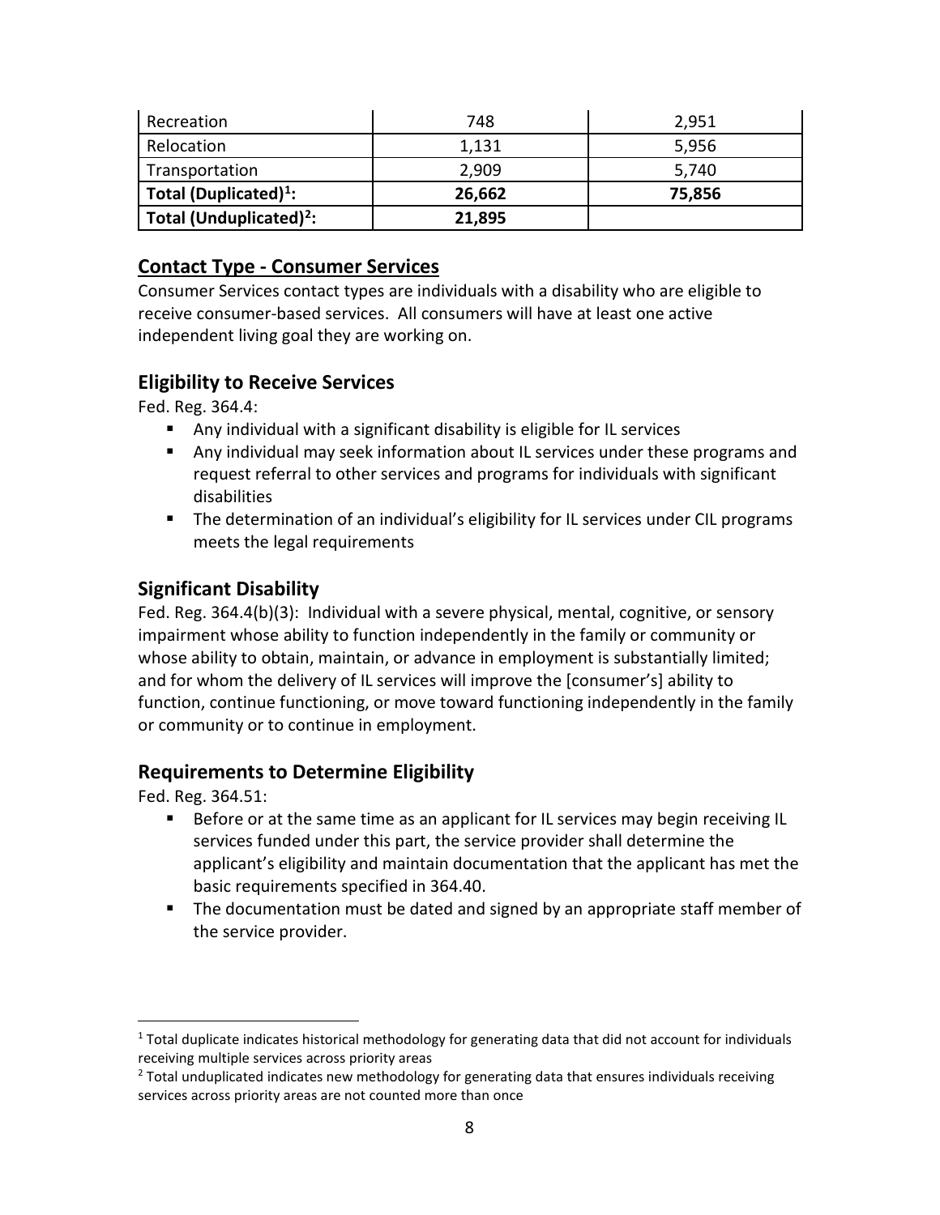| | | |
|---|---|---|
| Recreation | 748 | 2,951 |
| Relocation | 1,131 | 5,956 |
| Transportation | 2,909 | 5,740 |
| **Total (Duplicated)[1]:** | **26,662** | **75,856** |
| **Total (Unduplicated)[2]:** | **21,895** | |

## Contact Type - Consumer Services

Consumer Services contact types are individuals with a disability who are eligible to receive consumer-based services. All consumers will have at least one active independent living goal they are working on.

### Eligibility to Receive Services

Fed. Reg. 364.4:

- Any individual with a significant disability is eligible for IL services
- Any individual may seek information about IL services under these programs and request referral to other services and programs for individuals with significant disabilities
- The determination of an individual's eligibility for IL services under CIL programs meets the legal requirements

### Significant Disability

Fed. Reg. 364.4(b)(3): Individual with a severe physical, mental, cognitive, or sensory impairment whose ability to function independently in the family or community or whose ability to obtain, maintain, or advance in employment is substantially limited; and for whom the delivery of IL services will improve the [consumer's] ability to function, continue functioning, or move toward functioning independently in the family or community or to continue in employment.

### Requirements to Determine Eligibility

Fed. Reg. 364.51:

- Before or at the same time as an applicant for IL services may begin receiving IL services funded under this part, the service provider shall determine the applicant's eligibility and maintain documentation that the applicant has met the basic requirements specified in 364.40.
- The documentation must be dated and signed by an appropriate staff member of the service provider.

[1] Total duplicate indicates historical methodology for generating data that did not account for individuals receiving multiple services across priority areas

[2] Total unduplicated indicates new methodology for generating data that ensures individuals receiving services across priority areas are not counted more than once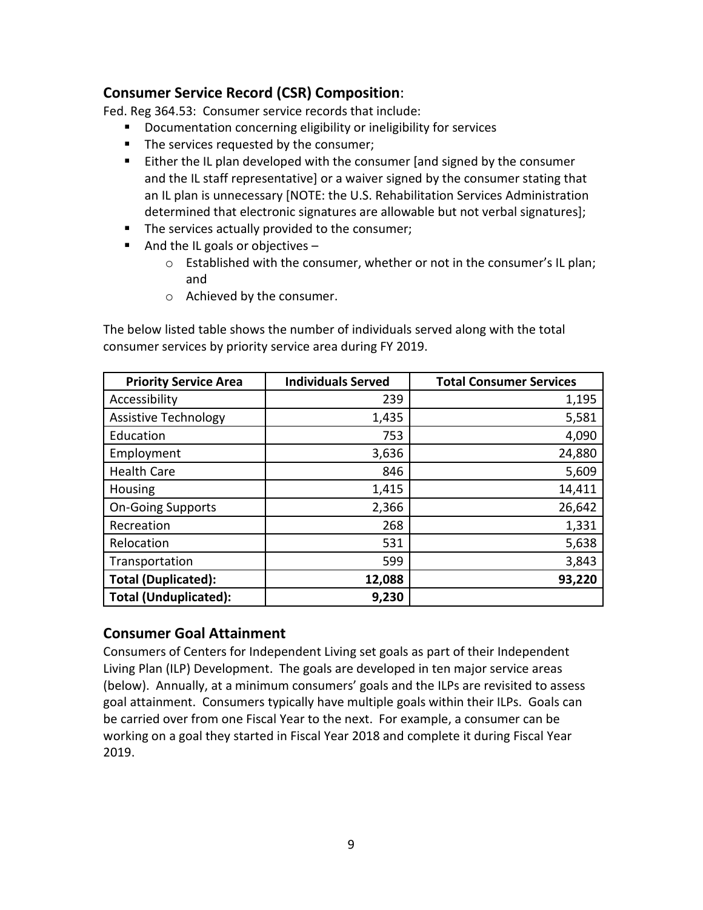## **Consumer Service Record (CSR) Composition**:

Fed. Reg 364.53: Consumer service records that include:

- Documentation concerning eligibility or ineligibility for services
- The services requested by the consumer;
- Either the IL plan developed with the consumer [and signed by the consumer and the IL staff representative] or a waiver signed by the consumer stating that an IL plan is unnecessary [NOTE: the U.S. Rehabilitation Services Administration determined that electronic signatures are allowable but not verbal signatures];
- The services actually provided to the consumer;
- And the IL goals or objectives –
  - Established with the consumer, whether or not in the consumer's IL plan; and
  - Achieved by the consumer.

The below listed table shows the number of individuals served along with the total consumer services by priority service area during FY 2019.

| Priority Service Area | Individuals Served | Total Consumer Services |
|---|---:|---:|
| Accessibility | 239 | 1,195 |
| Assistive Technology | 1,435 | 5,581 |
| Education | 753 | 4,090 |
| Employment | 3,636 | 24,880 |
| Health Care | 846 | 5,609 |
| Housing | 1,415 | 14,411 |
| On-Going Supports | 2,366 | 26,642 |
| Recreation | 268 | 1,331 |
| Relocation | 531 | 5,638 |
| Transportation | 599 | 3,843 |
| **Total (Duplicated):** | **12,088** | **93,220** |
| **Total (Unduplicated):** | **9,230** | |

## **Consumer Goal Attainment**

Consumers of Centers for Independent Living set goals as part of their Independent Living Plan (ILP) Development. The goals are developed in ten major service areas (below). Annually, at a minimum consumers' goals and the ILPs are revisited to assess goal attainment. Consumers typically have multiple goals within their ILPs. Goals can be carried over from one Fiscal Year to the next. For example, a consumer can be working on a goal they started in Fiscal Year 2018 and complete it during Fiscal Year 2019.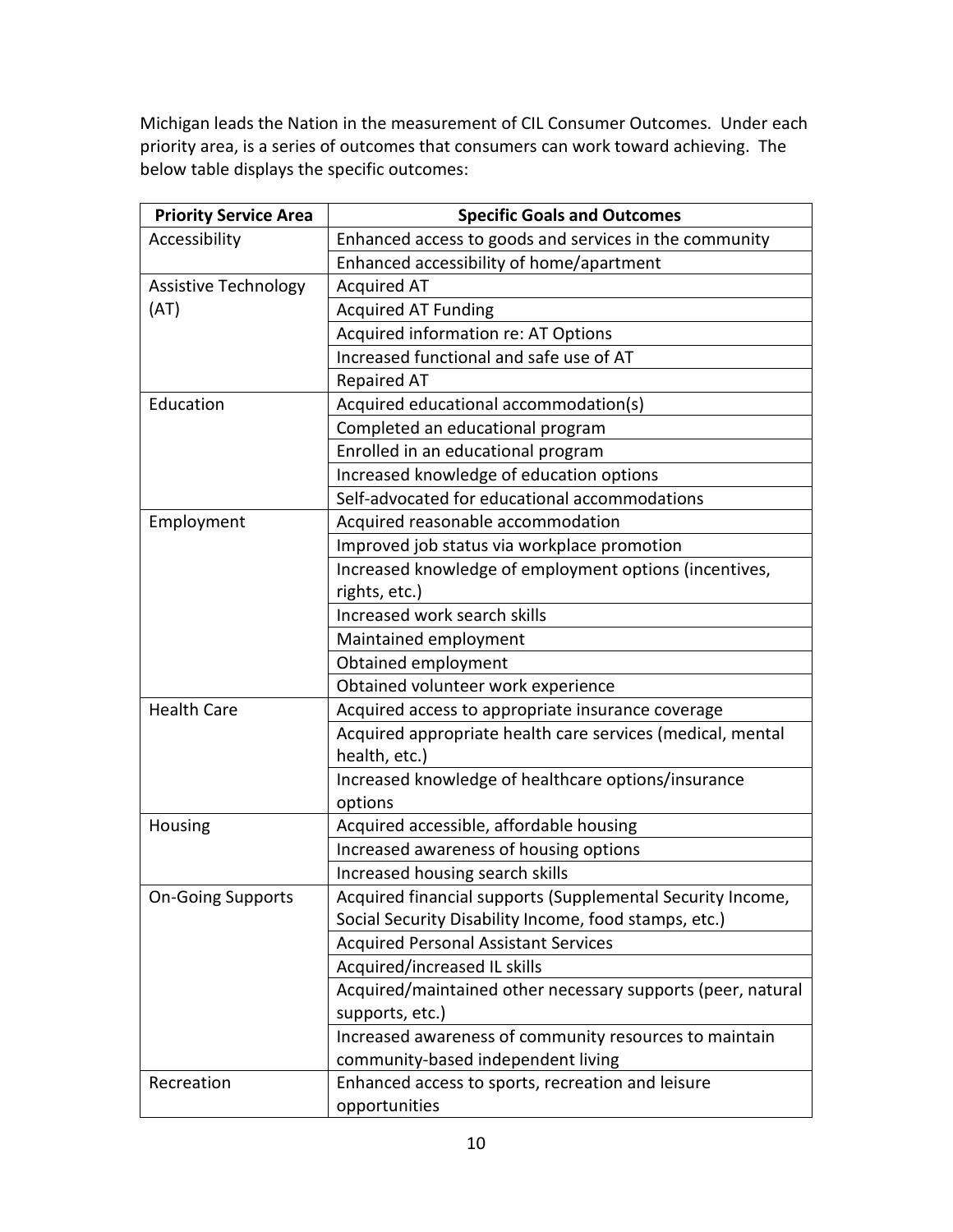Michigan leads the Nation in the measurement of CIL Consumer Outcomes. Under each priority area, is a series of outcomes that consumers can work toward achieving. The below table displays the specific outcomes:

| Priority Service Area | Specific Goals and Outcomes |
|---|---|
| Accessibility | Enhanced access to goods and services in the community |
| | Enhanced accessibility of home/apartment |
| Assistive Technology (AT) | Acquired AT |
| | Acquired AT Funding |
| | Acquired information re: AT Options |
| | Increased functional and safe use of AT |
| | Repaired AT |
| Education | Acquired educational accommodation(s) |
| | Completed an educational program |
| | Enrolled in an educational program |
| | Increased knowledge of education options |
| | Self-advocated for educational accommodations |
| Employment | Acquired reasonable accommodation |
| | Improved job status via workplace promotion |
| | Increased knowledge of employment options (incentives, rights, etc.) |
| | Increased work search skills |
| | Maintained employment |
| | Obtained employment |
| | Obtained volunteer work experience |
| Health Care | Acquired access to appropriate insurance coverage |
| | Acquired appropriate health care services (medical, mental health, etc.) |
| | Increased knowledge of healthcare options/insurance options |
| Housing | Acquired accessible, affordable housing |
| | Increased awareness of housing options |
| | Increased housing search skills |
| On-Going Supports | Acquired financial supports (Supplemental Security Income, Social Security Disability Income, food stamps, etc.) |
| | Acquired Personal Assistant Services |
| | Acquired/increased IL skills |
| | Acquired/maintained other necessary supports (peer, natural supports, etc.) |
| | Increased awareness of community resources to maintain community-based independent living |
| Recreation | Enhanced access to sports, recreation and leisure opportunities |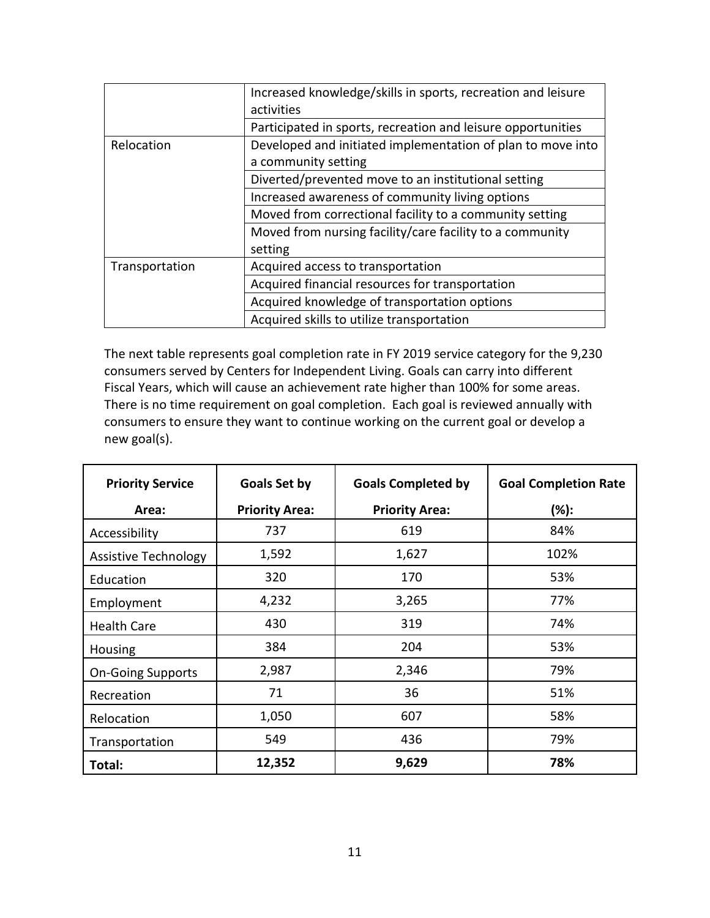| | |
|---|---|
| | Increased knowledge/skills in sports, recreation and leisure activities |
| | Participated in sports, recreation and leisure opportunities |
| Relocation | Developed and initiated implementation of plan to move into a community setting |
| | Diverted/prevented move to an institutional setting |
| | Increased awareness of community living options |
| | Moved from correctional facility to a community setting |
| | Moved from nursing facility/care facility to a community setting |
| Transportation | Acquired access to transportation |
| | Acquired financial resources for transportation |
| | Acquired knowledge of transportation options |
| | Acquired skills to utilize transportation |

The next table represents goal completion rate in FY 2019 service category for the 9,230 consumers served by Centers for Independent Living. Goals can carry into different Fiscal Years, which will cause an achievement rate higher than 100% for some areas. There is no time requirement on goal completion. Each goal is reviewed annually with consumers to ensure they want to continue working on the current goal or develop a new goal(s).

| Priority Service Area: | Goals Set by Priority Area: | Goals Completed by Priority Area: | Goal Completion Rate (%): |
|---|---|---|---|
| Accessibility | 737 | 619 | 84% |
| Assistive Technology | 1,592 | 1,627 | 102% |
| Education | 320 | 170 | 53% |
| Employment | 4,232 | 3,265 | 77% |
| Health Care | 430 | 319 | 74% |
| Housing | 384 | 204 | 53% |
| On-Going Supports | 2,987 | 2,346 | 79% |
| Recreation | 71 | 36 | 51% |
| Relocation | 1,050 | 607 | 58% |
| Transportation | 549 | 436 | 79% |
| **Total:** | **12,352** | **9,629** | **78%** |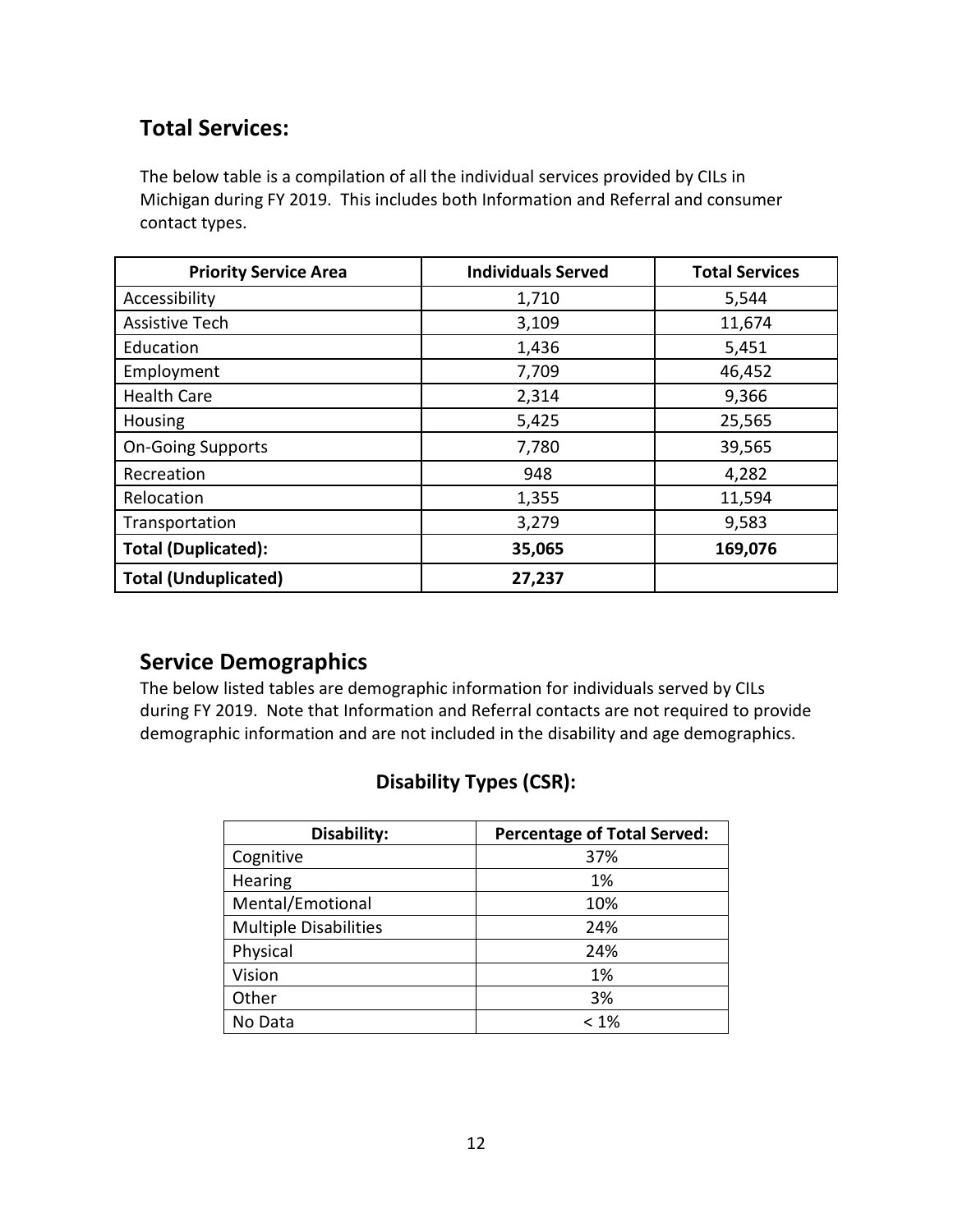## Total Services:

The below table is a compilation of all the individual services provided by CILs in Michigan during FY 2019. This includes both Information and Referral and consumer contact types.

| Priority Service Area | Individuals Served | Total Services |
|---|---|---|
| Accessibility | 1,710 | 5,544 |
| Assistive Tech | 3,109 | 11,674 |
| Education | 1,436 | 5,451 |
| Employment | 7,709 | 46,452 |
| Health Care | 2,314 | 9,366 |
| Housing | 5,425 | 25,565 |
| On-Going Supports | 7,780 | 39,565 |
| Recreation | 948 | 4,282 |
| Relocation | 1,355 | 11,594 |
| Transportation | 3,279 | 9,583 |
| **Total (Duplicated):** | **35,065** | **169,076** |
| **Total (Unduplicated)** | **27,237** | |

## Service Demographics

The below listed tables are demographic information for individuals served by CILs during FY 2019. Note that Information and Referral contacts are not required to provide demographic information and are not included in the disability and age demographics.

### Disability Types (CSR):

| Disability: | Percentage of Total Served: |
|---|---|
| Cognitive | 37% |
| Hearing | 1% |
| Mental/Emotional | 10% |
| Multiple Disabilities | 24% |
| Physical | 24% |
| Vision | 1% |
| Other | 3% |
| No Data | < 1% |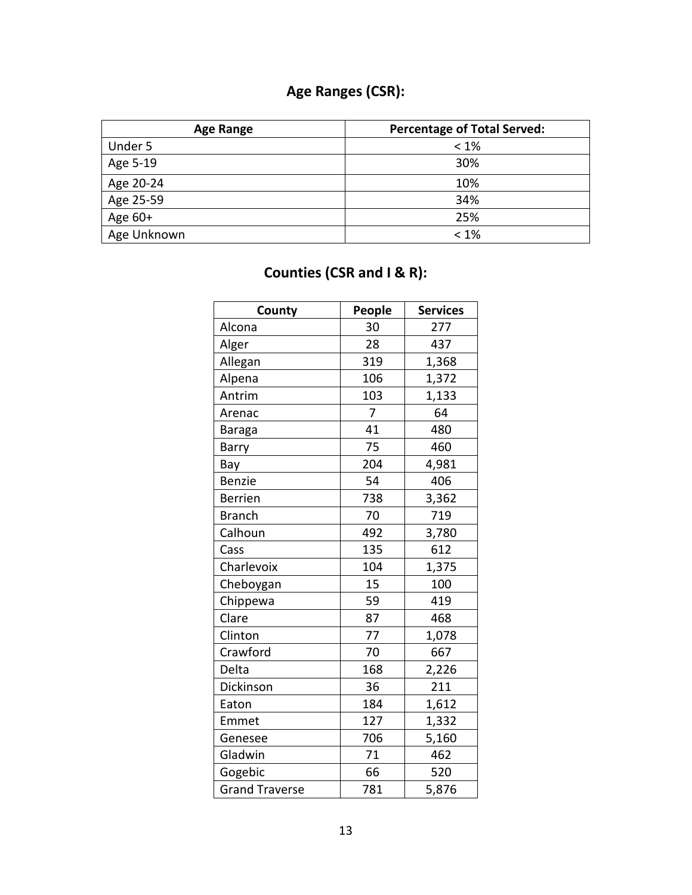## Age Ranges (CSR):

| Age Range | Percentage of Total Served: |
|---|---|
| Under 5 | < 1% |
| Age 5-19 | 30% |
| Age 20-24 | 10% |
| Age 25-59 | 34% |
| Age 60+ | 25% |
| Age Unknown | < 1% |

## Counties (CSR and I & R):

| County | People | Services |
|---|---|---|
| Alcona | 30 | 277 |
| Alger | 28 | 437 |
| Allegan | 319 | 1,368 |
| Alpena | 106 | 1,372 |
| Antrim | 103 | 1,133 |
| Arenac | 7 | 64 |
| Baraga | 41 | 480 |
| Barry | 75 | 460 |
| Bay | 204 | 4,981 |
| Benzie | 54 | 406 |
| Berrien | 738 | 3,362 |
| Branch | 70 | 719 |
| Calhoun | 492 | 3,780 |
| Cass | 135 | 612 |
| Charlevoix | 104 | 1,375 |
| Cheboygan | 15 | 100 |
| Chippewa | 59 | 419 |
| Clare | 87 | 468 |
| Clinton | 77 | 1,078 |
| Crawford | 70 | 667 |
| Delta | 168 | 2,226 |
| Dickinson | 36 | 211 |
| Eaton | 184 | 1,612 |
| Emmet | 127 | 1,332 |
| Genesee | 706 | 5,160 |
| Gladwin | 71 | 462 |
| Gogebic | 66 | 520 |
| Grand Traverse | 781 | 5,876 |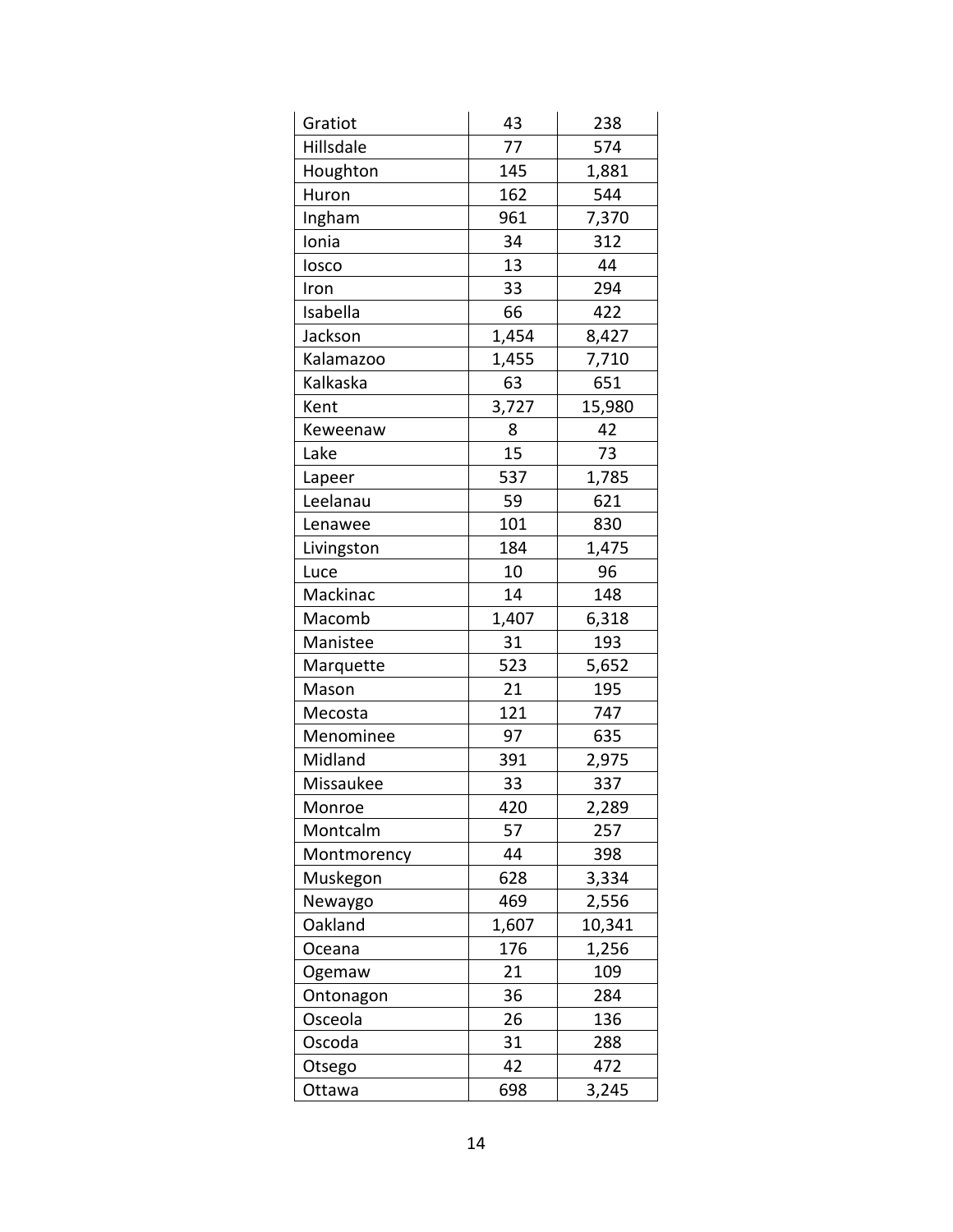| | | |
|---|---|---|
| Gratiot | 43 | 238 |
| Hillsdale | 77 | 574 |
| Houghton | 145 | 1,881 |
| Huron | 162 | 544 |
| Ingham | 961 | 7,370 |
| Ionia | 34 | 312 |
| Iosco | 13 | 44 |
| Iron | 33 | 294 |
| Isabella | 66 | 422 |
| Jackson | 1,454 | 8,427 |
| Kalamazoo | 1,455 | 7,710 |
| Kalkaska | 63 | 651 |
| Kent | 3,727 | 15,980 |
| Keweenaw | 8 | 42 |
| Lake | 15 | 73 |
| Lapeer | 537 | 1,785 |
| Leelanau | 59 | 621 |
| Lenawee | 101 | 830 |
| Livingston | 184 | 1,475 |
| Luce | 10 | 96 |
| Mackinac | 14 | 148 |
| Macomb | 1,407 | 6,318 |
| Manistee | 31 | 193 |
| Marquette | 523 | 5,652 |
| Mason | 21 | 195 |
| Mecosta | 121 | 747 |
| Menominee | 97 | 635 |
| Midland | 391 | 2,975 |
| Missaukee | 33 | 337 |
| Monroe | 420 | 2,289 |
| Montcalm | 57 | 257 |
| Montmorency | 44 | 398 |
| Muskegon | 628 | 3,334 |
| Newaygo | 469 | 2,556 |
| Oakland | 1,607 | 10,341 |
| Oceana | 176 | 1,256 |
| Ogemaw | 21 | 109 |
| Ontonagon | 36 | 284 |
| Osceola | 26 | 136 |
| Oscoda | 31 | 288 |
| Otsego | 42 | 472 |
| Ottawa | 698 | 3,245 |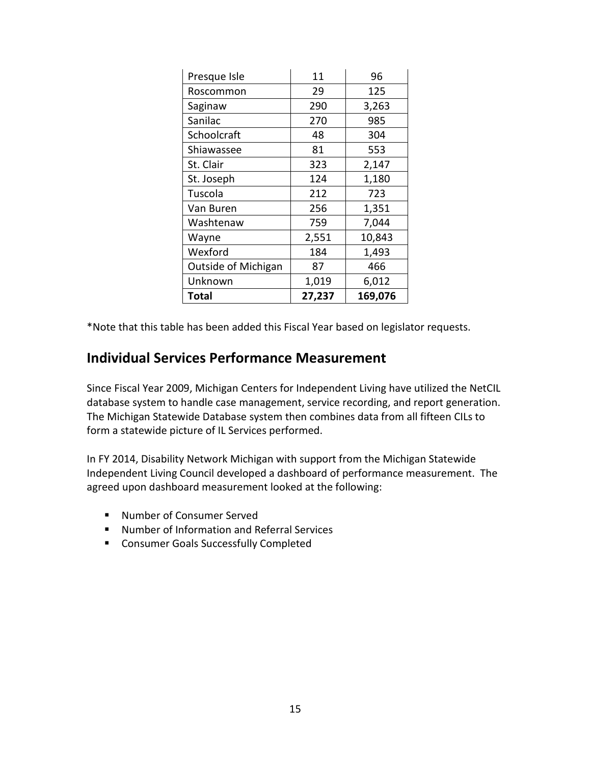| | | |
|---|---|---|
| Presque Isle | 11 | 96 |
| Roscommon | 29 | 125 |
| Saginaw | 290 | 3,263 |
| Sanilac | 270 | 985 |
| Schoolcraft | 48 | 304 |
| Shiawassee | 81 | 553 |
| St. Clair | 323 | 2,147 |
| St. Joseph | 124 | 1,180 |
| Tuscola | 212 | 723 |
| Van Buren | 256 | 1,351 |
| Washtenaw | 759 | 7,044 |
| Wayne | 2,551 | 10,843 |
| Wexford | 184 | 1,493 |
| Outside of Michigan | 87 | 466 |
| Unknown | 1,019 | 6,012 |
| **Total** | **27,237** | **169,076** |

*Note that this table has been added this Fiscal Year based on legislator requests.

## Individual Services Performance Measurement

Since Fiscal Year 2009, Michigan Centers for Independent Living have utilized the NetCIL database system to handle case management, service recording, and report generation. The Michigan Statewide Database system then combines data from all fifteen CILs to form a statewide picture of IL Services performed.

In FY 2014, Disability Network Michigan with support from the Michigan Statewide Independent Living Council developed a dashboard of performance measurement. The agreed upon dashboard measurement looked at the following:

- Number of Consumer Served
- Number of Information and Referral Services
- Consumer Goals Successfully Completed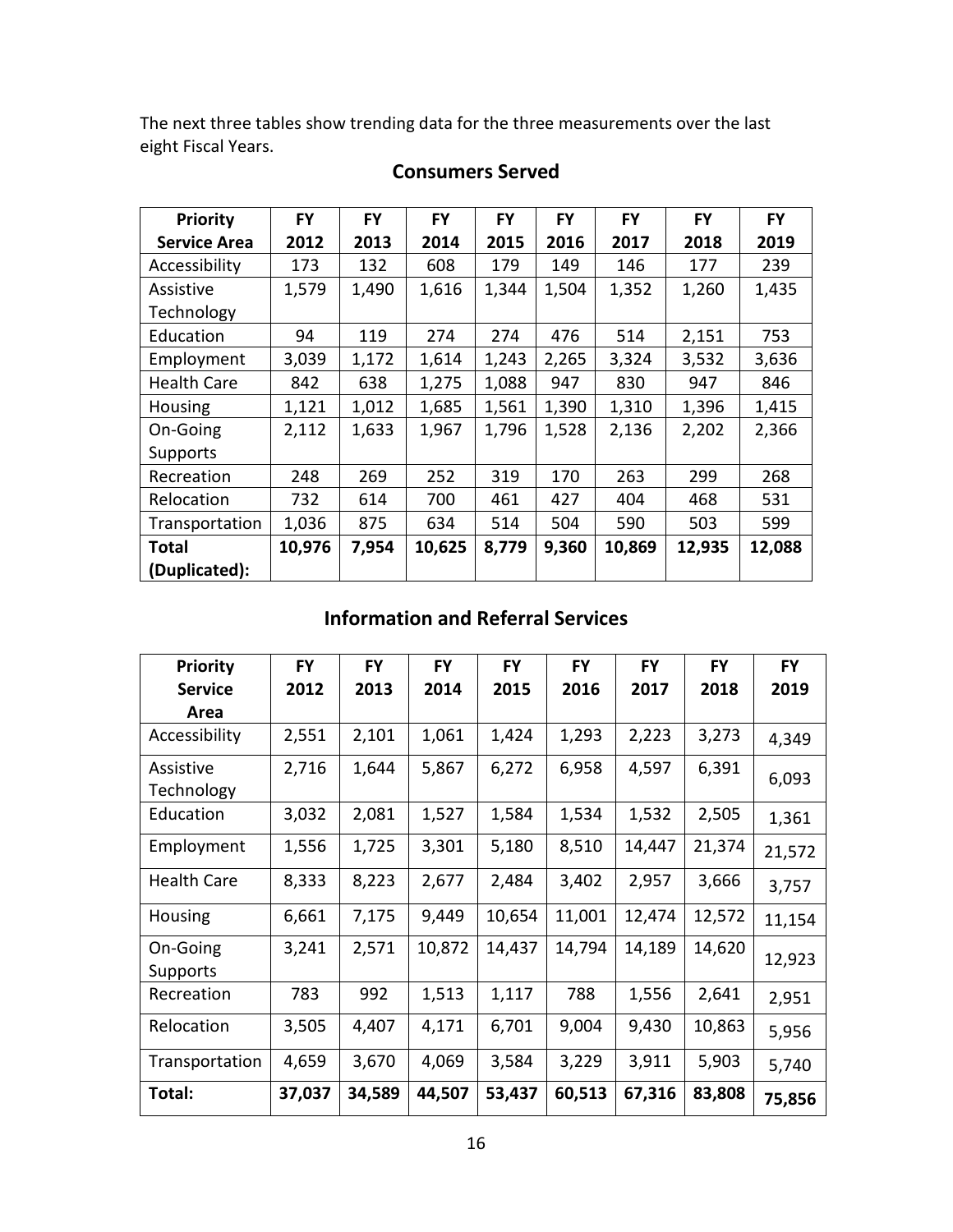The next three tables show trending data for the three measurements over the last eight Fiscal Years.

## Consumers Served

| Priority Service Area | FY 2012 | FY 2013 | FY 2014 | FY 2015 | FY 2016 | FY 2017 | FY 2018 | FY 2019 |
|---|---|---|---|---|---|---|---|---|
| Accessibility | 173 | 132 | 608 | 179 | 149 | 146 | 177 | 239 |
| Assistive Technology | 1,579 | 1,490 | 1,616 | 1,344 | 1,504 | 1,352 | 1,260 | 1,435 |
| Education | 94 | 119 | 274 | 274 | 476 | 514 | 2,151 | 753 |
| Employment | 3,039 | 1,172 | 1,614 | 1,243 | 2,265 | 3,324 | 3,532 | 3,636 |
| Health Care | 842 | 638 | 1,275 | 1,088 | 947 | 830 | 947 | 846 |
| Housing | 1,121 | 1,012 | 1,685 | 1,561 | 1,390 | 1,310 | 1,396 | 1,415 |
| On-Going Supports | 2,112 | 1,633 | 1,967 | 1,796 | 1,528 | 2,136 | 2,202 | 2,366 |
| Recreation | 248 | 269 | 252 | 319 | 170 | 263 | 299 | 268 |
| Relocation | 732 | 614 | 700 | 461 | 427 | 404 | 468 | 531 |
| Transportation | 1,036 | 875 | 634 | 514 | 504 | 590 | 503 | 599 |
| **Total (Duplicated):** | **10,976** | **7,954** | **10,625** | **8,779** | **9,360** | **10,869** | **12,935** | **12,088** |

## Information and Referral Services

| Priority Service Area | FY 2012 | FY 2013 | FY 2014 | FY 2015 | FY 2016 | FY 2017 | FY 2018 | FY 2019 |
|---|---|---|---|---|---|---|---|---|
| Accessibility | 2,551 | 2,101 | 1,061 | 1,424 | 1,293 | 2,223 | 3,273 | 4,349 |
| Assistive Technology | 2,716 | 1,644 | 5,867 | 6,272 | 6,958 | 4,597 | 6,391 | 6,093 |
| Education | 3,032 | 2,081 | 1,527 | 1,584 | 1,534 | 1,532 | 2,505 | 1,361 |
| Employment | 1,556 | 1,725 | 3,301 | 5,180 | 8,510 | 14,447 | 21,374 | 21,572 |
| Health Care | 8,333 | 8,223 | 2,677 | 2,484 | 3,402 | 2,957 | 3,666 | 3,757 |
| Housing | 6,661 | 7,175 | 9,449 | 10,654 | 11,001 | 12,474 | 12,572 | 11,154 |
| On-Going Supports | 3,241 | 2,571 | 10,872 | 14,437 | 14,794 | 14,189 | 14,620 | 12,923 |
| Recreation | 783 | 992 | 1,513 | 1,117 | 788 | 1,556 | 2,641 | 2,951 |
| Relocation | 3,505 | 4,407 | 4,171 | 6,701 | 9,004 | 9,430 | 10,863 | 5,956 |
| Transportation | 4,659 | 3,670 | 4,069 | 3,584 | 3,229 | 3,911 | 5,903 | 5,740 |
| **Total:** | **37,037** | **34,589** | **44,507** | **53,437** | **60,513** | **67,316** | **83,808** | **75,856** |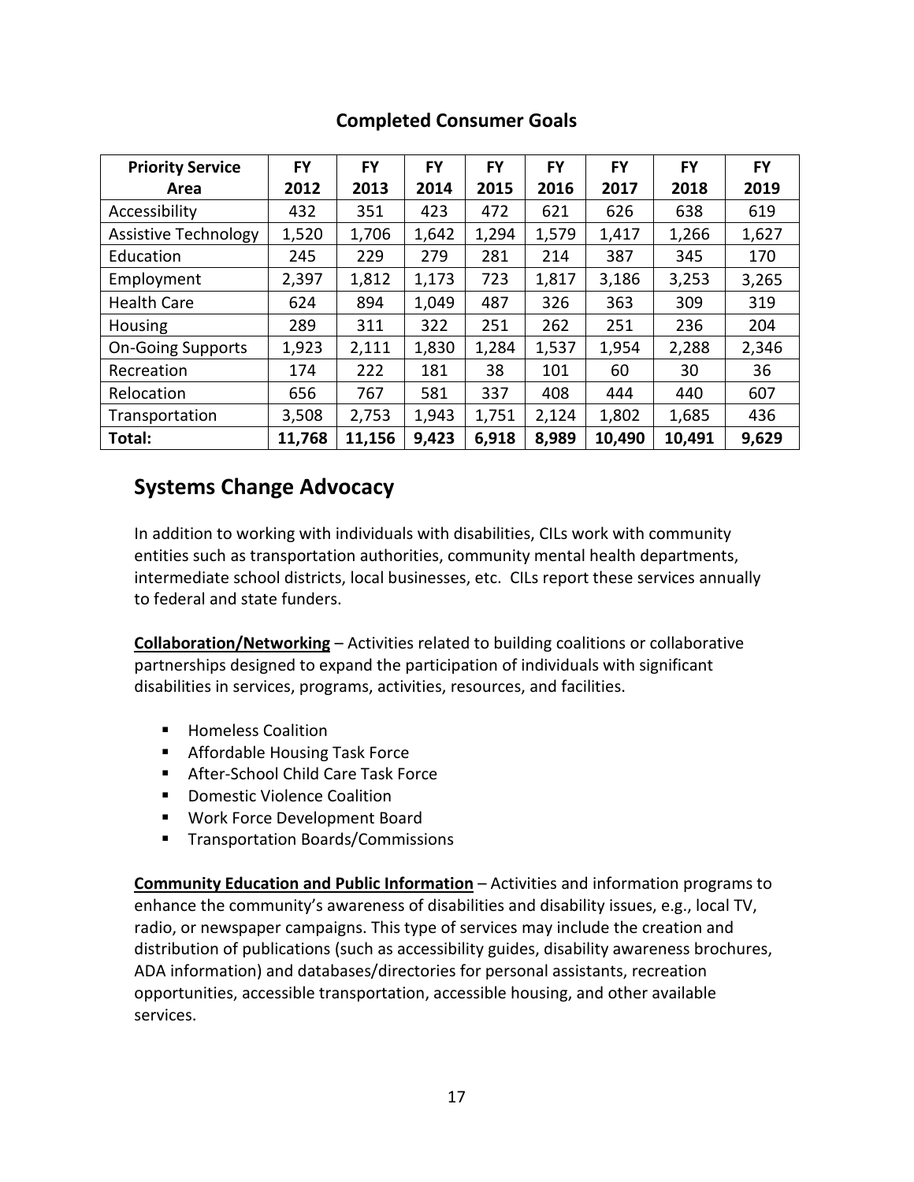## Completed Consumer Goals

| Priority Service Area | FY 2012 | FY 2013 | FY 2014 | FY 2015 | FY 2016 | FY 2017 | FY 2018 | FY 2019 |
|---|---|---|---|---|---|---|---|---|
| Accessibility | 432 | 351 | 423 | 472 | 621 | 626 | 638 | 619 |
| Assistive Technology | 1,520 | 1,706 | 1,642 | 1,294 | 1,579 | 1,417 | 1,266 | 1,627 |
| Education | 245 | 229 | 279 | 281 | 214 | 387 | 345 | 170 |
| Employment | 2,397 | 1,812 | 1,173 | 723 | 1,817 | 3,186 | 3,253 | 3,265 |
| Health Care | 624 | 894 | 1,049 | 487 | 326 | 363 | 309 | 319 |
| Housing | 289 | 311 | 322 | 251 | 262 | 251 | 236 | 204 |
| On-Going Supports | 1,923 | 2,111 | 1,830 | 1,284 | 1,537 | 1,954 | 2,288 | 2,346 |
| Recreation | 174 | 222 | 181 | 38 | 101 | 60 | 30 | 36 |
| Relocation | 656 | 767 | 581 | 337 | 408 | 444 | 440 | 607 |
| Transportation | 3,508 | 2,753 | 1,943 | 1,751 | 2,124 | 1,802 | 1,685 | 436 |
| **Total:** | **11,768** | **11,156** | **9,423** | **6,918** | **8,989** | **10,490** | **10,491** | **9,629** |

## Systems Change Advocacy

In addition to working with individuals with disabilities, CILs work with community entities such as transportation authorities, community mental health departments, intermediate school districts, local businesses, etc. CILs report these services annually to federal and state funders.

**Collaboration/Networking** – Activities related to building coalitions or collaborative partnerships designed to expand the participation of individuals with significant disabilities in services, programs, activities, resources, and facilities.

- Homeless Coalition
- Affordable Housing Task Force
- After-School Child Care Task Force
- Domestic Violence Coalition
- Work Force Development Board
- Transportation Boards/Commissions

**Community Education and Public Information** – Activities and information programs to enhance the community's awareness of disabilities and disability issues, e.g., local TV, radio, or newspaper campaigns. This type of services may include the creation and distribution of publications (such as accessibility guides, disability awareness brochures, ADA information) and databases/directories for personal assistants, recreation opportunities, accessible transportation, accessible housing, and other available services.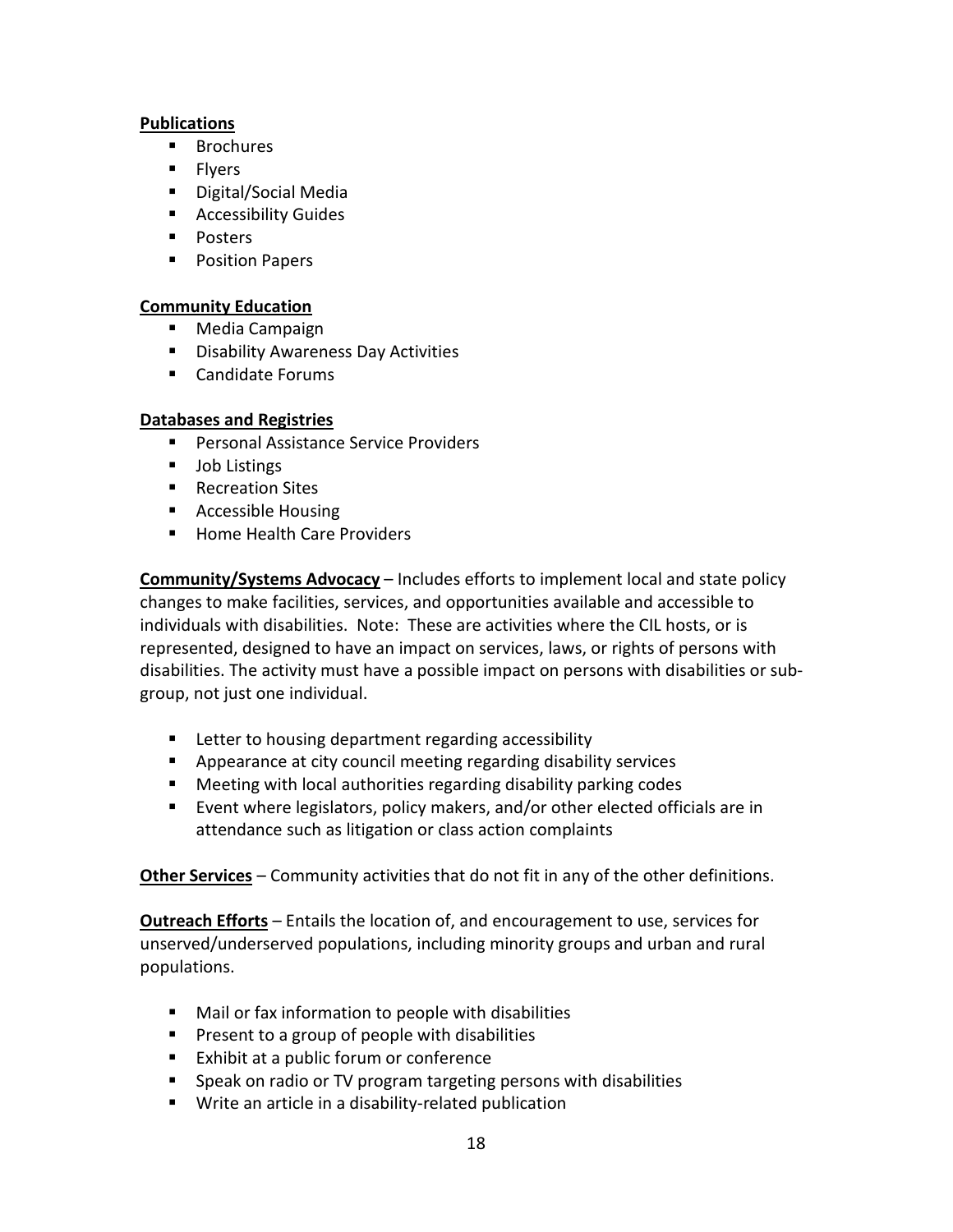**Publications**

- Brochures
- Flyers
- Digital/Social Media
- Accessibility Guides
- Posters
- Position Papers

**Community Education**

- Media Campaign
- Disability Awareness Day Activities
- Candidate Forums

**Databases and Registries**

- Personal Assistance Service Providers
- Job Listings
- Recreation Sites
- Accessible Housing
- Home Health Care Providers

**Community/Systems Advocacy** – Includes efforts to implement local and state policy changes to make facilities, services, and opportunities available and accessible to individuals with disabilities. Note: These are activities where the CIL hosts, or is represented, designed to have an impact on services, laws, or rights of persons with disabilities. The activity must have a possible impact on persons with disabilities or sub-group, not just one individual.

- Letter to housing department regarding accessibility
- Appearance at city council meeting regarding disability services
- Meeting with local authorities regarding disability parking codes
- Event where legislators, policy makers, and/or other elected officials are in attendance such as litigation or class action complaints

**Other Services** – Community activities that do not fit in any of the other definitions.

**Outreach Efforts** – Entails the location of, and encouragement to use, services for unserved/underserved populations, including minority groups and urban and rural populations.

- Mail or fax information to people with disabilities
- Present to a group of people with disabilities
- Exhibit at a public forum or conference
- Speak on radio or TV program targeting persons with disabilities
- Write an article in a disability-related publication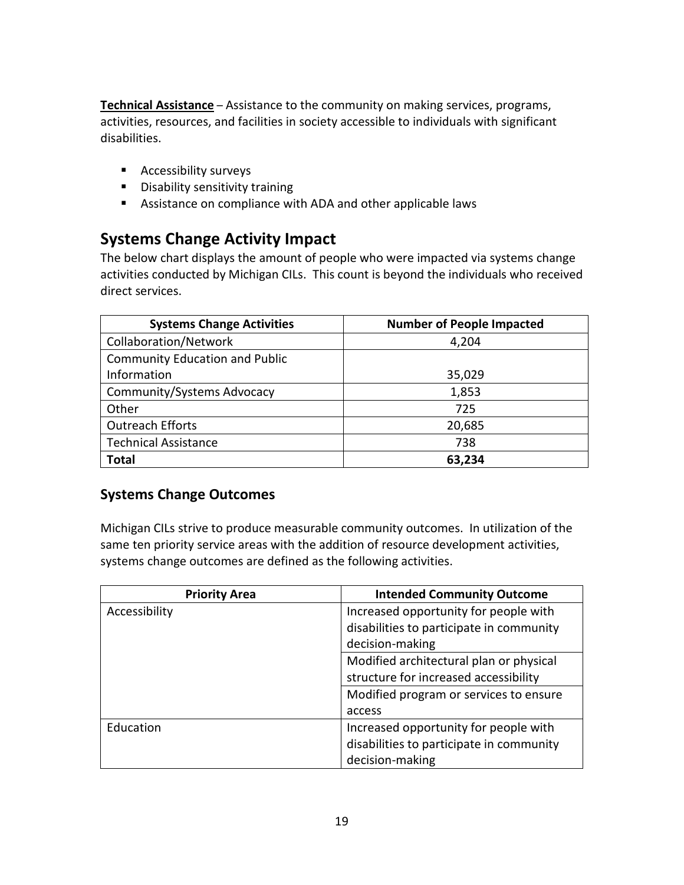**Technical Assistance** – Assistance to the community on making services, programs, activities, resources, and facilities in society accessible to individuals with significant disabilities.

- Accessibility surveys
- Disability sensitivity training
- Assistance on compliance with ADA and other applicable laws

## Systems Change Activity Impact

The below chart displays the amount of people who were impacted via systems change activities conducted by Michigan CILs. This count is beyond the individuals who received direct services.

| Systems Change Activities | Number of People Impacted |
|---|---|
| Collaboration/Network | 4,204 |
| Community Education and Public Information | 35,029 |
| Community/Systems Advocacy | 1,853 |
| Other | 725 |
| Outreach Efforts | 20,685 |
| Technical Assistance | 738 |
| **Total** | **63,234** |

### Systems Change Outcomes

Michigan CILs strive to produce measurable community outcomes. In utilization of the same ten priority service areas with the addition of resource development activities, systems change outcomes are defined as the following activities.

| Priority Area | Intended Community Outcome |
|---|---|
| Accessibility | Increased opportunity for people with disabilities to participate in community decision-making |
| | Modified architectural plan or physical structure for increased accessibility |
| | Modified program or services to ensure access |
| Education | Increased opportunity for people with disabilities to participate in community decision-making |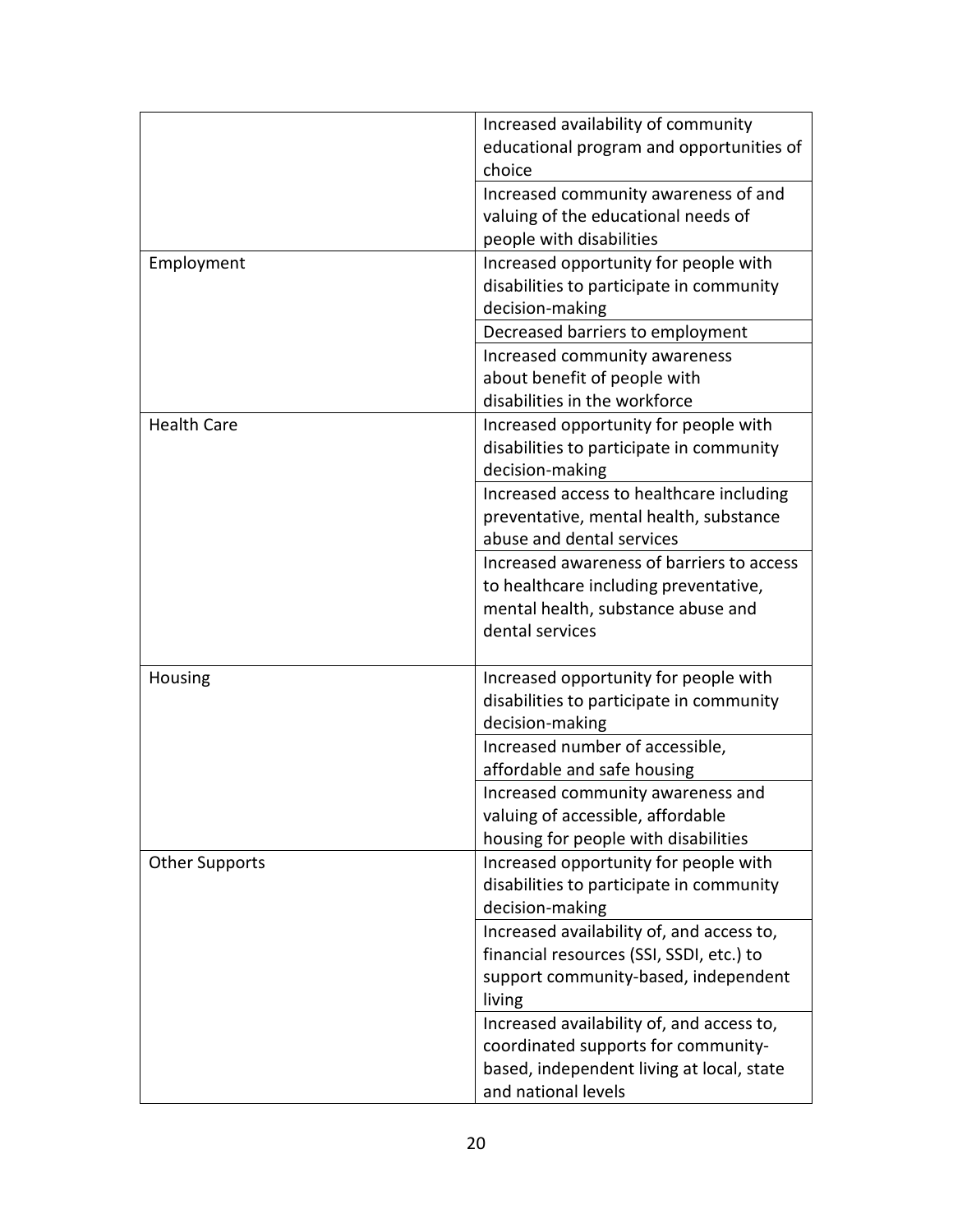| | |
|---|---|
| | Increased availability of community educational program and opportunities of choice |
| | Increased community awareness of and valuing of the educational needs of people with disabilities |
| Employment | Increased opportunity for people with disabilities to participate in community decision-making |
| | Decreased barriers to employment |
| | Increased community awareness about benefit of people with disabilities in the workforce |
| Health Care | Increased opportunity for people with disabilities to participate in community decision-making |
| | Increased access to healthcare including preventative, mental health, substance abuse and dental services |
| | Increased awareness of barriers to access to healthcare including preventative, mental health, substance abuse and dental services |
| Housing | Increased opportunity for people with disabilities to participate in community decision-making |
| | Increased number of accessible, affordable and safe housing |
| | Increased community awareness and valuing of accessible, affordable housing for people with disabilities |
| Other Supports | Increased opportunity for people with disabilities to participate in community decision-making |
| | Increased availability of, and access to, financial resources (SSI, SSDI, etc.) to support community-based, independent living |
| | Increased availability of, and access to, coordinated supports for community-based, independent living at local, state and national levels |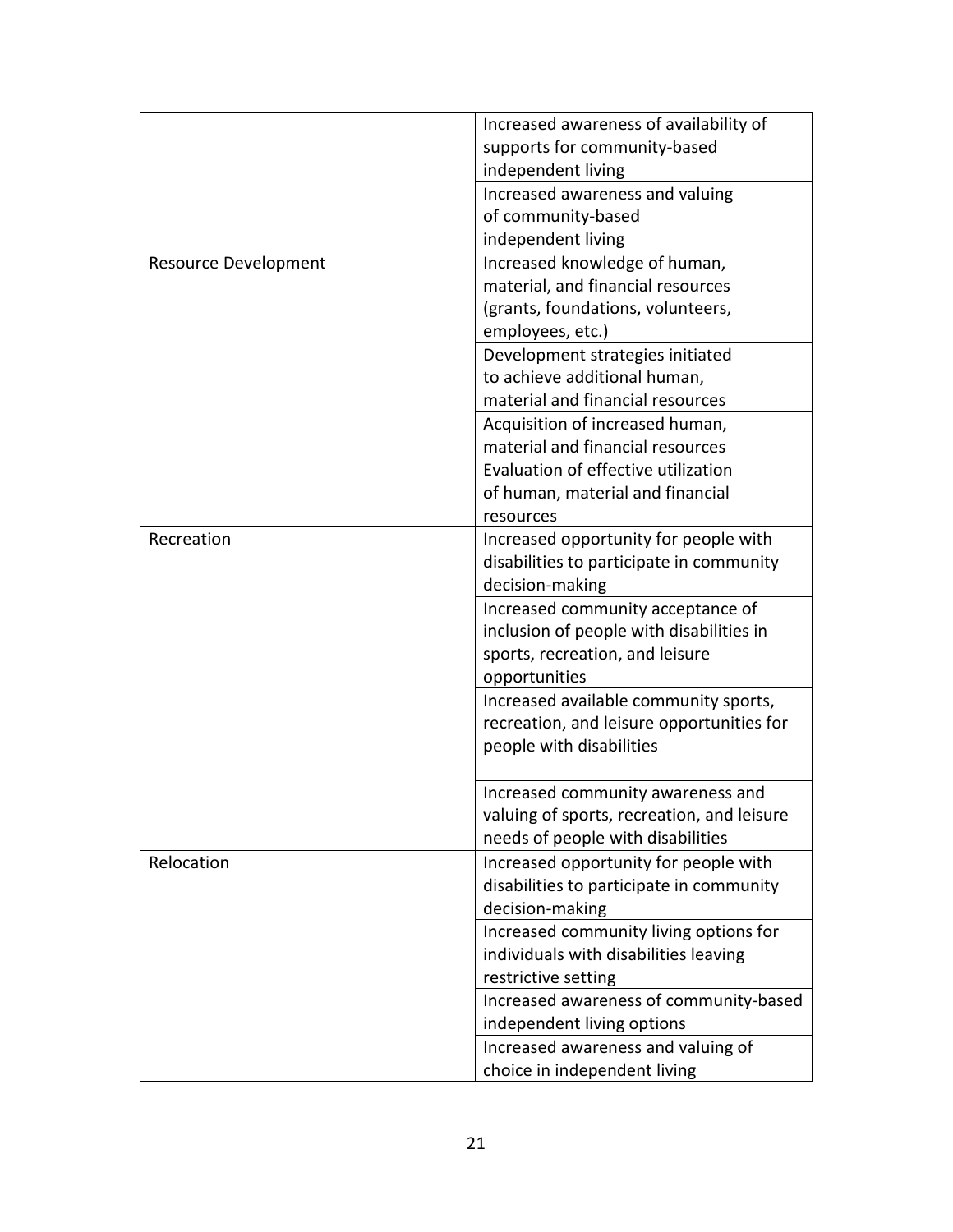| | |
|---|---|
| | Increased awareness of availability of supports for community-based independent living |
| | Increased awareness and valuing of community-based independent living |
| Resource Development | Increased knowledge of human, material, and financial resources (grants, foundations, volunteers, employees, etc.) |
| | Development strategies initiated to achieve additional human, material and financial resources |
| | Acquisition of increased human, material and financial resources<br>Evaluation of effective utilization of human, material and financial resources |
| Recreation | Increased opportunity for people with disabilities to participate in community decision-making |
| | Increased community acceptance of inclusion of people with disabilities in sports, recreation, and leisure opportunities |
| | Increased available community sports, recreation, and leisure opportunities for people with disabilities |
| | Increased community awareness and valuing of sports, recreation, and leisure needs of people with disabilities |
| Relocation | Increased opportunity for people with disabilities to participate in community decision-making |
| | Increased community living options for individuals with disabilities leaving restrictive setting |
| | Increased awareness of community-based independent living options |
| | Increased awareness and valuing of choice in independent living |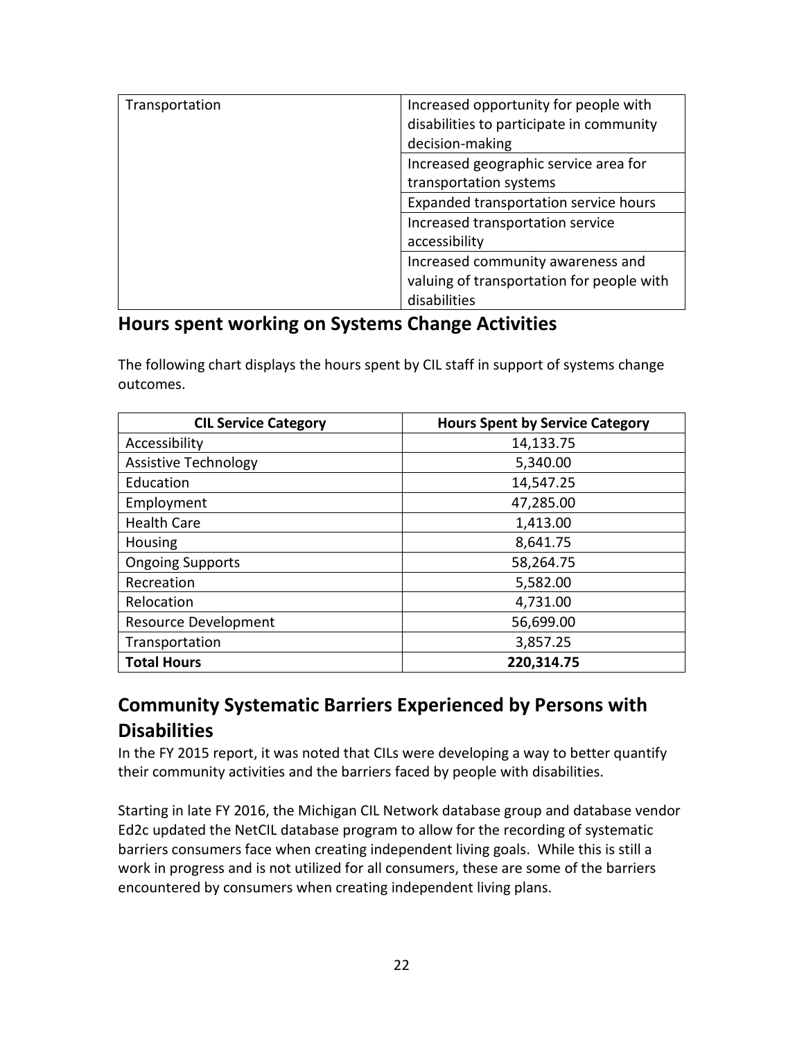| Transportation | Increased opportunity for people with disabilities to participate in community decision-making |
| --- | --- |
| | Increased geographic service area for transportation systems |
| | Expanded transportation service hours |
| | Increased transportation service accessibility |
| | Increased community awareness and valuing of transportation for people with disabilities |

## Hours spent working on Systems Change Activities

The following chart displays the hours spent by CIL staff in support of systems change outcomes.

| CIL Service Category | Hours Spent by Service Category |
| --- | --- |
| Accessibility | 14,133.75 |
| Assistive Technology | 5,340.00 |
| Education | 14,547.25 |
| Employment | 47,285.00 |
| Health Care | 1,413.00 |
| Housing | 8,641.75 |
| Ongoing Supports | 58,264.75 |
| Recreation | 5,582.00 |
| Relocation | 4,731.00 |
| Resource Development | 56,699.00 |
| Transportation | 3,857.25 |
| **Total Hours** | **220,314.75** |

## Community Systematic Barriers Experienced by Persons with Disabilities

In the FY 2015 report, it was noted that CILs were developing a way to better quantify their community activities and the barriers faced by people with disabilities.

Starting in late FY 2016, the Michigan CIL Network database group and database vendor Ed2c updated the NetCIL database program to allow for the recording of systematic barriers consumers face when creating independent living goals. While this is still a work in progress and is not utilized for all consumers, these are some of the barriers encountered by consumers when creating independent living plans.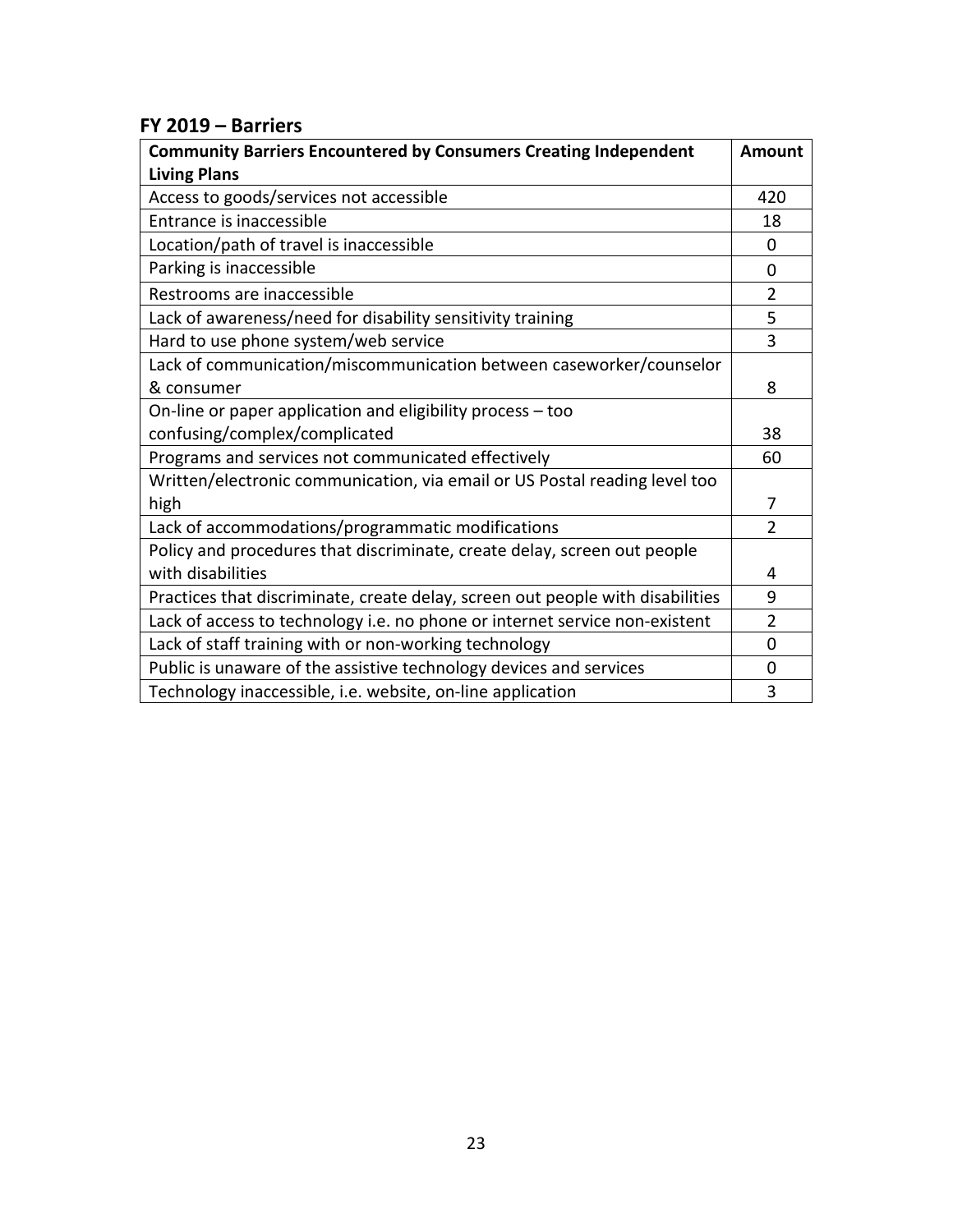## FY 2019 – Barriers

| Community Barriers Encountered by Consumers Creating Independent Living Plans | Amount |
| --- | --- |
| Access to goods/services not accessible | 420 |
| Entrance is inaccessible | 18 |
| Location/path of travel is inaccessible | 0 |
| Parking is inaccessible | 0 |
| Restrooms are inaccessible | 2 |
| Lack of awareness/need for disability sensitivity training | 5 |
| Hard to use phone system/web service | 3 |
| Lack of communication/miscommunication between caseworker/counselor & consumer | 8 |
| On-line or paper application and eligibility process – too confusing/complex/complicated | 38 |
| Programs and services not communicated effectively | 60 |
| Written/electronic communication, via email or US Postal reading level too high | 7 |
| Lack of accommodations/programmatic modifications | 2 |
| Policy and procedures that discriminate, create delay, screen out people with disabilities | 4 |
| Practices that discriminate, create delay, screen out people with disabilities | 9 |
| Lack of access to technology i.e. no phone or internet service non-existent | 2 |
| Lack of staff training with or non-working technology | 0 |
| Public is unaware of the assistive technology devices and services | 0 |
| Technology inaccessible, i.e. website, on-line application | 3 |